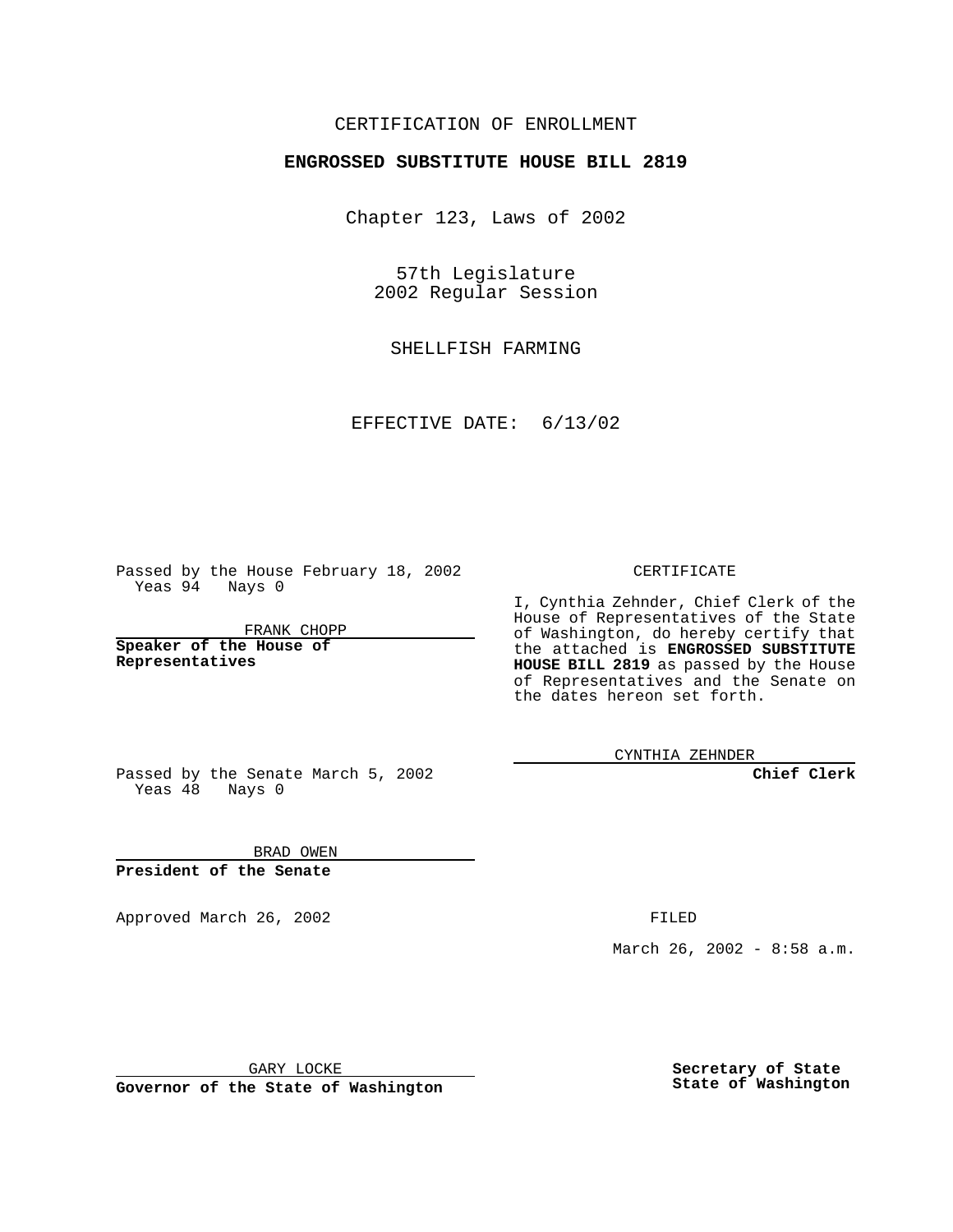CERTIFICATION OF ENROLLMENT

# ENGROSSED SUBSTITUTE HOUSE BILL 2819

Chapter 123, Laws of 2002

57th Legislature
2002 Regular Session

SHELLFISH FARMING

EFFECTIVE DATE: 6/13/02

Passed by the House February 18, 2002
Yeas 94 Nays 0

FRANK CHOPP

**Speaker of the House of Representatives**

Passed by the Senate March 5, 2002
Yeas 48 Nays 0

BRAD OWEN

**President of the Senate**

Approved March 26, 2002

GARY LOCKE

**Governor of the State of Washington**

CERTIFICATE

I, Cynthia Zehnder, Chief Clerk of the House of Representatives of the State of Washington, do hereby certify that the attached is **ENGROSSED SUBSTITUTE HOUSE BILL 2819** as passed by the House of Representatives and the Senate on the dates hereon set forth.

CYNTHIA ZEHNDER

**Chief Clerk**

FILED

March 26, 2002 - 8:58 a.m.

**Secretary of State**
**State of Washington**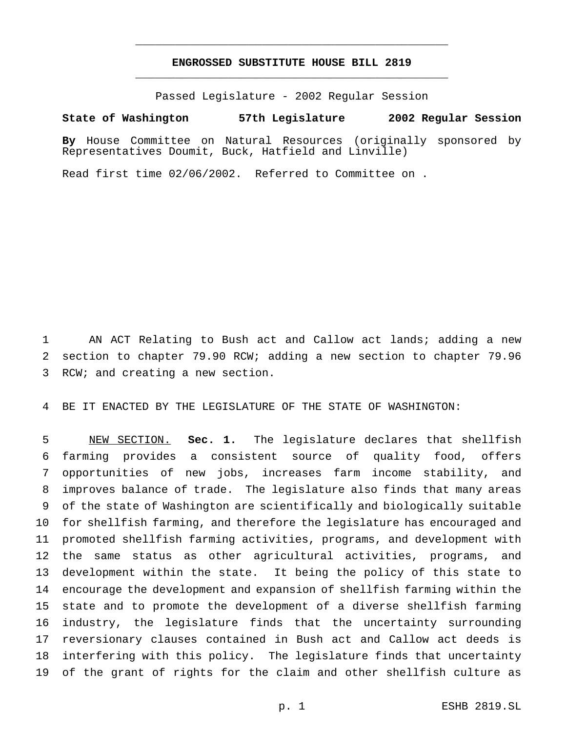# ENGROSSED SUBSTITUTE HOUSE BILL 2819

Passed Legislature - 2002 Regular Session

**State of Washington 57th Legislature 2002 Regular Session**

**By** House Committee on Natural Resources (originally sponsored by Representatives Doumit, Buck, Hatfield and Linville)

Read first time 02/06/2002. Referred to Committee on .

AN ACT Relating to Bush act and Callow act lands; adding a new section to chapter 79.90 RCW; adding a new section to chapter 79.96 RCW; and creating a new section.

BE IT ENACTED BY THE LEGISLATURE OF THE STATE OF WASHINGTON:

NEW SECTION. **Sec. 1.** The legislature declares that shellfish farming provides a consistent source of quality food, offers opportunities of new jobs, increases farm income stability, and improves balance of trade. The legislature also finds that many areas of the state of Washington are scientifically and biologically suitable for shellfish farming, and therefore the legislature has encouraged and promoted shellfish farming activities, programs, and development with the same status as other agricultural activities, programs, and development within the state. It being the policy of this state to encourage the development and expansion of shellfish farming within the state and to promote the development of a diverse shellfish farming industry, the legislature finds that the uncertainty surrounding reversionary clauses contained in Bush act and Callow act deeds is interfering with this policy. The legislature finds that uncertainty of the grant of rights for the claim and other shellfish culture as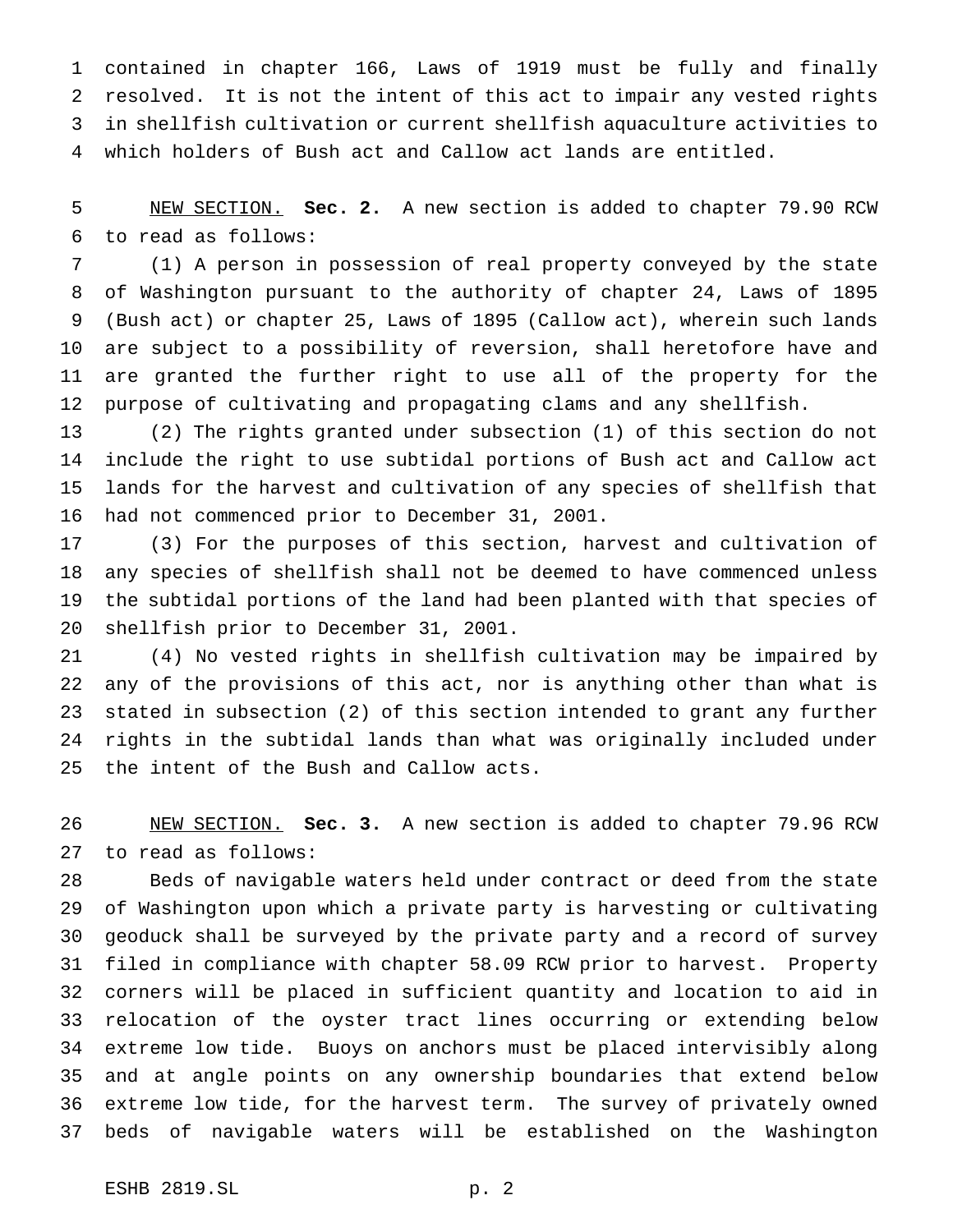contained in chapter 166, Laws of 1919 must be fully and finally resolved. It is not the intent of this act to impair any vested rights in shellfish cultivation or current shellfish aquaculture activities to which holders of Bush act and Callow act lands are entitled.

NEW SECTION. **Sec. 2.** A new section is added to chapter 79.90 RCW to read as follows:

(1) A person in possession of real property conveyed by the state of Washington pursuant to the authority of chapter 24, Laws of 1895 (Bush act) or chapter 25, Laws of 1895 (Callow act), wherein such lands are subject to a possibility of reversion, shall heretofore have and are granted the further right to use all of the property for the purpose of cultivating and propagating clams and any shellfish.

(2) The rights granted under subsection (1) of this section do not include the right to use subtidal portions of Bush act and Callow act lands for the harvest and cultivation of any species of shellfish that had not commenced prior to December 31, 2001.

(3) For the purposes of this section, harvest and cultivation of any species of shellfish shall not be deemed to have commenced unless the subtidal portions of the land had been planted with that species of shellfish prior to December 31, 2001.

(4) No vested rights in shellfish cultivation may be impaired by any of the provisions of this act, nor is anything other than what is stated in subsection (2) of this section intended to grant any further rights in the subtidal lands than what was originally included under the intent of the Bush and Callow acts.

NEW SECTION. **Sec. 3.** A new section is added to chapter 79.96 RCW to read as follows:

Beds of navigable waters held under contract or deed from the state of Washington upon which a private party is harvesting or cultivating geoduck shall be surveyed by the private party and a record of survey filed in compliance with chapter 58.09 RCW prior to harvest. Property corners will be placed in sufficient quantity and location to aid in relocation of the oyster tract lines occurring or extending below extreme low tide. Buoys on anchors must be placed intervisibly along and at angle points on any ownership boundaries that extend below extreme low tide, for the harvest term. The survey of privately owned beds of navigable waters will be established on the Washington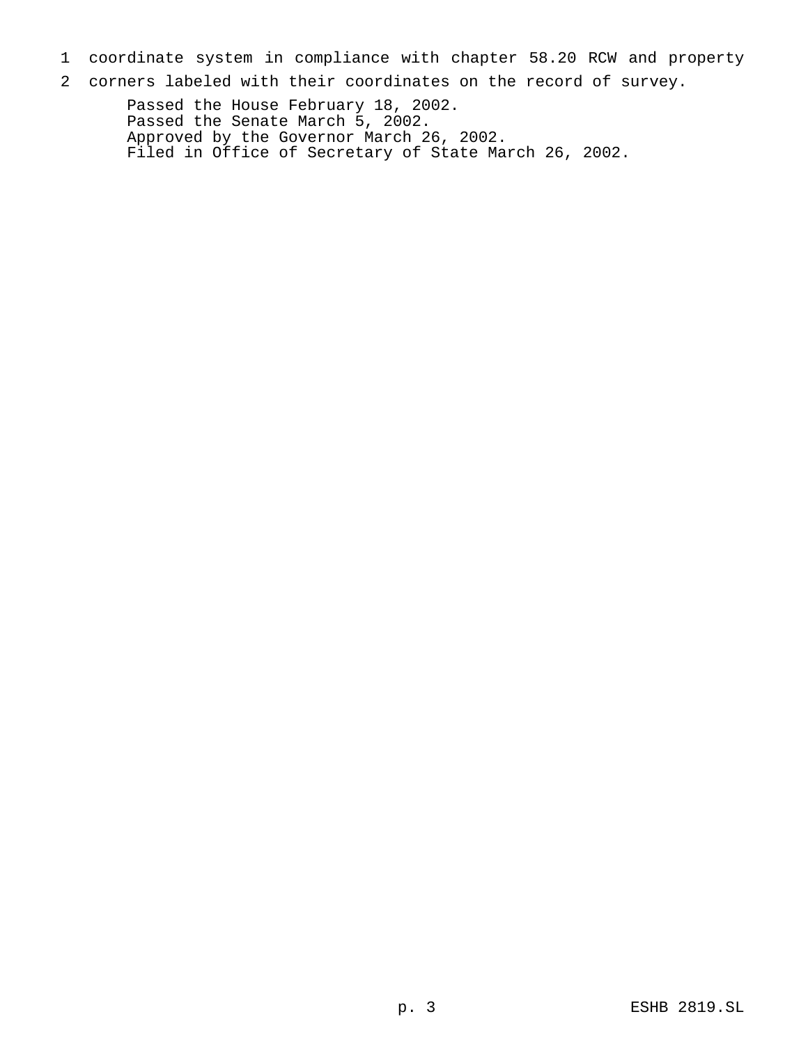coordinate system in compliance with chapter 58.20 RCW and property corners labeled with their coordinates on the record of survey.

Passed the House February 18, 2002.
Passed the Senate March 5, 2002.
Approved by the Governor March 26, 2002.
Filed in Office of Secretary of State March 26, 2002.